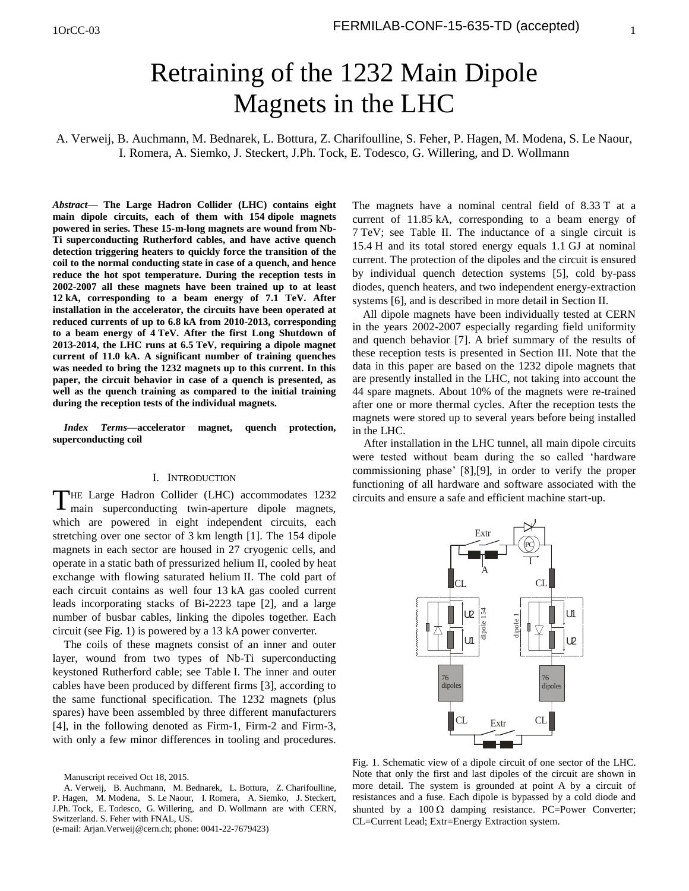# Retraining of the 1232 Main Dipole Magnets in the LHC

A. Verweij, B. Auchmann, M. Bednarek, L. Bottura, Z. Charifoulline, S. Feher, P. Hagen, M. Modena, S. Le Naour, I. Romera, A. Siemko, J. Steckert, J.Ph. Tock, E. Todesco, G. Willering, and D. Wollmann

***Abstract*— The Large Hadron Collider (LHC) contains eight main dipole circuits, each of them with 154 dipole magnets powered in series. These 15-m-long magnets are wound from Nb-Ti superconducting Rutherford cables, and have active quench detection triggering heaters to quickly force the transition of the coil to the normal conducting state in case of a quench, and hence reduce the hot spot temperature. During the reception tests in 2002-2007 all these magnets have been trained up to at least 12 kA, corresponding to a beam energy of 7.1 TeV. After installation in the accelerator, the circuits have been operated at reduced currents of up to 6.8 kA from 2010-2013, corresponding to a beam energy of 4 TeV. After the first Long Shutdown of 2013-2014, the LHC runs at 6.5 TeV, requiring a dipole magnet current of 11.0 kA. A significant number of training quenches was needed to bring the 1232 magnets up to this current. In this paper, the circuit behavior in case of a quench is presented, as well as the quench training as compared to the initial training during the reception tests of the individual magnets.**

***Index Terms*—accelerator magnet, quench protection, superconducting coil**

## I. Introduction

The Large Hadron Collider (LHC) accommodates 1232 main superconducting twin-aperture dipole magnets, which are powered in eight independent circuits, each stretching over one sector of 3 km length [1]. The 154 dipole magnets in each sector are housed in 27 cryogenic cells, and operate in a static bath of pressurized helium II, cooled by heat exchange with flowing saturated helium II. The cold part of each circuit contains as well four 13 kA gas cooled current leads incorporating stacks of Bi-2223 tape [2], and a large number of busbar cables, linking the dipoles together. Each circuit (see Fig. 1) is powered by a 13 kA power converter.

The coils of these magnets consist of an inner and outer layer, wound from two types of Nb-Ti superconducting keystoned Rutherford cable; see Table I. The inner and outer cables have been produced by different firms [3], according to the same functional specification. The 1232 magnets (plus spares) have been assembled by three different manufacturers [4], in the following denoted as Firm-1, Firm-2 and Firm-3, with only a few minor differences in tooling and procedures. The magnets have a nominal central field of 8.33 T at a current of 11.85 kA, corresponding to a beam energy of 7 TeV; see Table II. The inductance of a single circuit is 15.4 H and its total stored energy equals 1.1 GJ at nominal current. The protection of the dipoles and the circuit is ensured by individual quench detection systems [5], cold by-pass diodes, quench heaters, and two independent energy-extraction systems [6], and is described in more detail in Section II.

All dipole magnets have been individually tested at CERN in the years 2002-2007 especially regarding field uniformity and quench behavior [7]. A brief summary of the results of these reception tests is presented in Section III. Note that the data in this paper are based on the 1232 dipole magnets that are presently installed in the LHC, not taking into account the 44 spare magnets. About 10% of the magnets were re-trained after one or more thermal cycles. After the reception tests the magnets were stored up to several years before being installed in the LHC.

After installation in the LHC tunnel, all main dipole circuits were tested without beam during the so called 'hardware commissioning phase' [8],[9], in order to verify the proper functioning of all hardware and software associated with the circuits and ensure a safe and efficient machine start-up.

Fig. 1. Schematic view of a dipole circuit of one sector of the LHC. Note that only the first and last dipoles of the circuit are shown in more detail. The system is grounded at point A by a circuit of resistances and a fuse. Each dipole is bypassed by a cold diode and shunted by a 100 Ω damping resistance. PC=Power Converter; CL=Current Lead; Extr=Energy Extraction system.

Manuscript received Oct 18, 2015.

A. Verweij, B. Auchmann, M. Bednarek, L. Bottura, Z. Charifoulline, P. Hagen, M. Modena, S. Le Naour, I. Romera, A. Siemko, J. Steckert, J.Ph. Tock, E. Todesco, G. Willering, and D. Wollmann are with CERN, Switzerland. S. Feher with FNAL, US.

(e-mail: Arjan.Verweij@cern.ch; phone: 0041-22-7679423)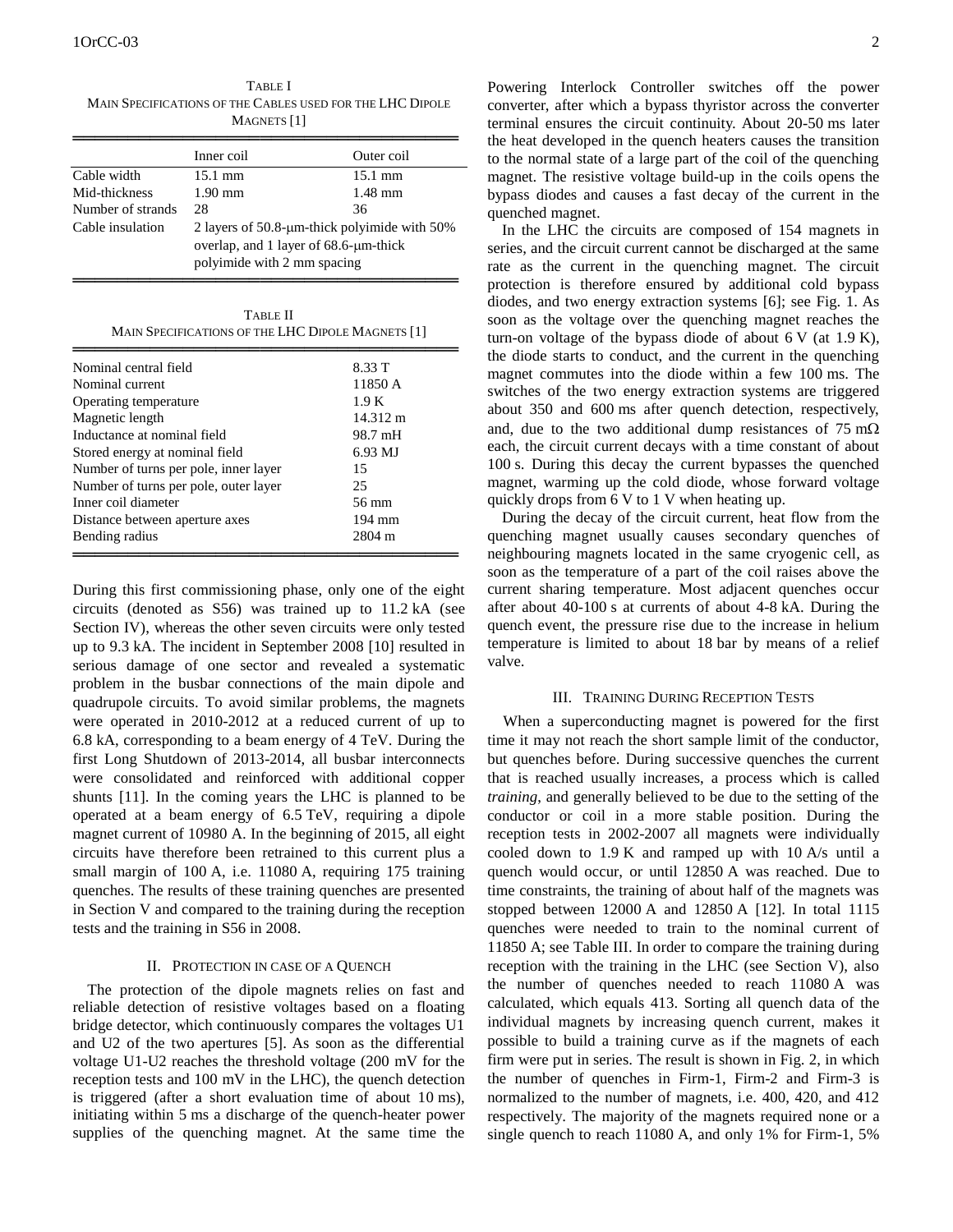TABLE I
MAIN SPECIFICATIONS OF THE CABLES USED FOR THE LHC DIPOLE MAGNETS [1]

| | Inner coil | Outer coil |
|---|---|---|
| Cable width | 15.1 mm | 15.1 mm |
| Mid-thickness | 1.90 mm | 1.48 mm |
| Number of strands | 28 | 36 |
| Cable insulation | 2 layers of 50.8-μm-thick polyimide with 50% overlap, and 1 layer of 68.6-μm-thick polyimide with 2 mm spacing | |

TABLE II
MAIN SPECIFICATIONS OF THE LHC DIPOLE MAGNETS [1]

| | |
|---|---|
| Nominal central field | 8.33 T |
| Nominal current | 11850 A |
| Operating temperature | 1.9 K |
| Magnetic length | 14.312 m |
| Inductance at nominal field | 98.7 mH |
| Stored energy at nominal field | 6.93 MJ |
| Number of turns per pole, inner layer | 15 |
| Number of turns per pole, outer layer | 25 |
| Inner coil diameter | 56 mm |
| Distance between aperture axes | 194 mm |
| Bending radius | 2804 m |

During this first commissioning phase, only one of the eight circuits (denoted as S56) was trained up to 11.2 kA (see Section IV), whereas the other seven circuits were only tested up to 9.3 kA. The incident in September 2008 [10] resulted in serious damage of one sector and revealed a systematic problem in the busbar connections of the main dipole and quadrupole circuits. To avoid similar problems, the magnets were operated in 2010-2012 at a reduced current of up to 6.8 kA, corresponding to a beam energy of 4 TeV. During the first Long Shutdown of 2013-2014, all busbar interconnects were consolidated and reinforced with additional copper shunts [11]. In the coming years the LHC is planned to be operated at a beam energy of 6.5 TeV, requiring a dipole magnet current of 10980 A. In the beginning of 2015, all eight circuits have therefore been retrained to this current plus a small margin of 100 A, i.e. 11080 A, requiring 175 training quenches. The results of these training quenches are presented in Section V and compared to the training during the reception tests and the training in S56 in 2008.

## II. Protection in Case of a Quench

The protection of the dipole magnets relies on fast and reliable detection of resistive voltages based on a floating bridge detector, which continuously compares the voltages U1 and U2 of the two apertures [5]. As soon as the differential voltage U1-U2 reaches the threshold voltage (200 mV for the reception tests and 100 mV in the LHC), the quench detection is triggered (after a short evaluation time of about 10 ms), initiating within 5 ms a discharge of the quench-heater power supplies of the quenching magnet. At the same time the Powering Interlock Controller switches off the power converter, after which a bypass thyristor across the converter terminal ensures the circuit continuity. About 20-50 ms later the heat developed in the quench heaters causes the transition to the normal state of a large part of the coil of the quenching magnet. The resistive voltage build-up in the coils opens the bypass diodes and causes a fast decay of the current in the quenched magnet.

In the LHC the circuits are composed of 154 magnets in series, and the circuit current cannot be discharged at the same rate as the current in the quenching magnet. The circuit protection is therefore ensured by additional cold bypass diodes, and two energy extraction systems [6]; see Fig. 1. As soon as the voltage over the quenching magnet reaches the turn-on voltage of the bypass diode of about 6 V (at 1.9 K), the diode starts to conduct, and the current in the quenching magnet commutes into the diode within a few 100 ms. The switches of the two energy extraction systems are triggered about 350 and 600 ms after quench detection, respectively, and, due to the two additional dump resistances of 75 mΩ each, the circuit current decays with a time constant of about 100 s. During this decay the current bypasses the quenched magnet, warming up the cold diode, whose forward voltage quickly drops from 6 V to 1 V when heating up.

During the decay of the circuit current, heat flow from the quenching magnet usually causes secondary quenches of neighbouring magnets located in the same cryogenic cell, as soon as the temperature of a part of the coil raises above the current sharing temperature. Most adjacent quenches occur after about 40-100 s at currents of about 4-8 kA. During the quench event, the pressure rise due to the increase in helium temperature is limited to about 18 bar by means of a relief valve.

## III. Training During Reception Tests

When a superconducting magnet is powered for the first time it may not reach the short sample limit of the conductor, but quenches before. During successive quenches the current that is reached usually increases, a process which is called *training*, and generally believed to be due to the setting of the conductor or coil in a more stable position. During the reception tests in 2002-2007 all magnets were individually cooled down to 1.9 K and ramped up with 10 A/s until a quench would occur, or until 12850 A was reached. Due to time constraints, the training of about half of the magnets was stopped between 12000 A and 12850 A [12]. In total 1115 quenches were needed to train to the nominal current of 11850 A; see Table III. In order to compare the training during reception with the training in the LHC (see Section V), also the number of quenches needed to reach 11080 A was calculated, which equals 413. Sorting all quench data of the individual magnets by increasing quench current, makes it possible to build a training curve as if the magnets of each firm were put in series. The result is shown in Fig. 2, in which the number of quenches in Firm-1, Firm-2 and Firm-3 is normalized to the number of magnets, i.e. 400, 420, and 412 respectively. The majority of the magnets required none or a single quench to reach 11080 A, and only 1% for Firm-1, 5%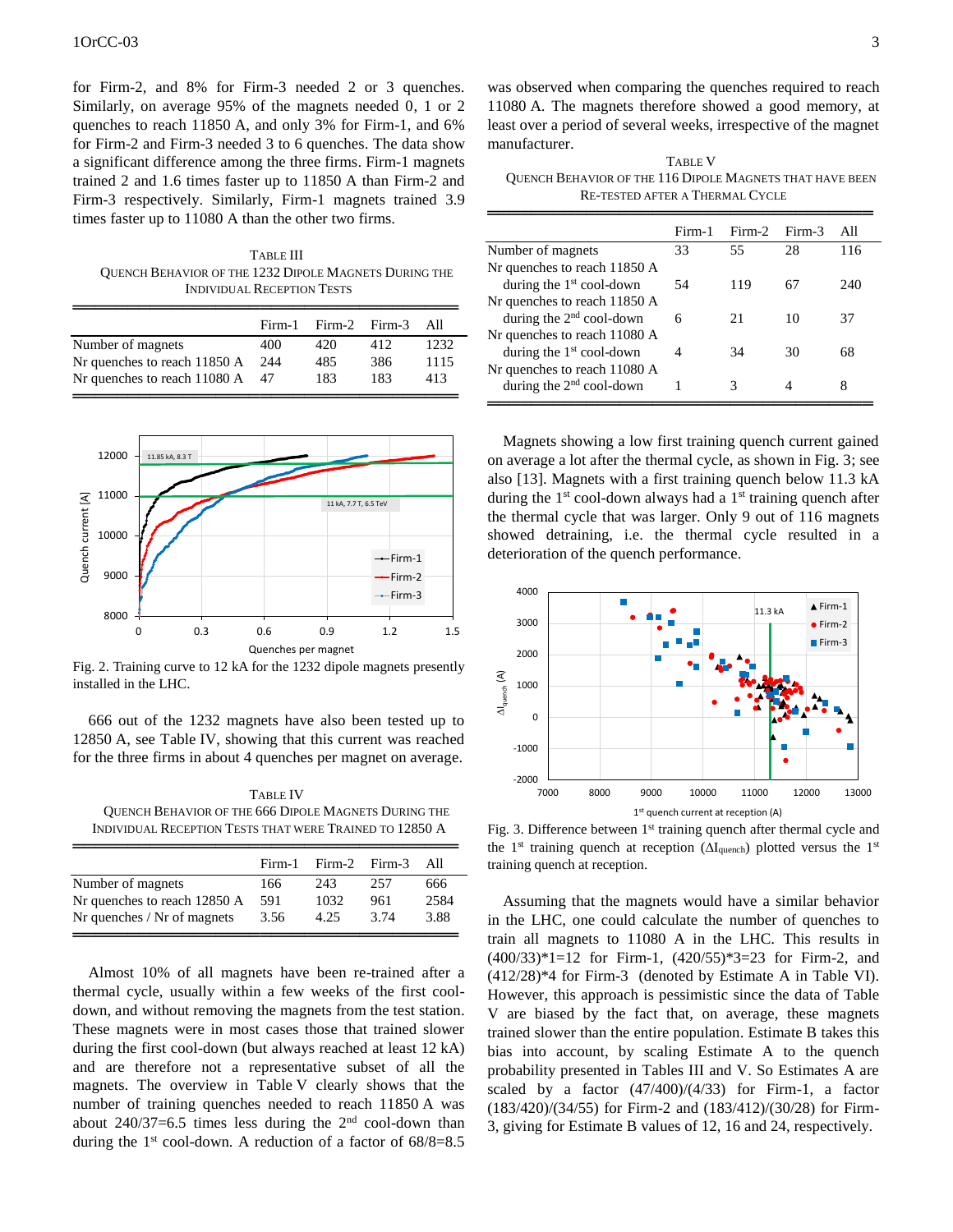for Firm-2, and 8% for Firm-3 needed 2 or 3 quenches. Similarly, on average 95% of the magnets needed 0, 1 or 2 quenches to reach 11850 A, and only 3% for Firm-1, and 6% for Firm-2 and Firm-3 needed 3 to 6 quenches. The data show a significant difference among the three firms. Firm-1 magnets trained 2 and 1.6 times faster up to 11850 A than Firm-2 and Firm-3 respectively. Similarly, Firm-1 magnets trained 3.9 times faster up to 11080 A than the other two firms.

TABLE III
QUENCH BEHAVIOR OF THE 1232 DIPOLE MAGNETS DURING THE INDIVIDUAL RECEPTION TESTS

| | Firm-1 | Firm-2 | Firm-3 | All |
|---|---|---|---|---|
| Number of magnets | 400 | 420 | 412 | 1232 |
| Nr quenches to reach 11850 A | 244 | 485 | 386 | 1115 |
| Nr quenches to reach 11080 A | 47 | 183 | 183 | 413 |

Fig. 2. Training curve to 12 kA for the 1232 dipole magnets presently installed in the LHC.

666 out of the 1232 magnets have also been tested up to 12850 A, see Table IV, showing that this current was reached for the three firms in about 4 quenches per magnet on average.

TABLE IV
QUENCH BEHAVIOR OF THE 666 DIPOLE MAGNETS DURING THE INDIVIDUAL RECEPTION TESTS THAT WERE TRAINED TO 12850 A

| | Firm-1 | Firm-2 | Firm-3 | All |
|---|---|---|---|---|
| Number of magnets | 166 | 243 | 257 | 666 |
| Nr quenches to reach 12850 A | 591 | 1032 | 961 | 2584 |
| Nr quenches / Nr of magnets | 3.56 | 4.25 | 3.74 | 3.88 |

Almost 10% of all magnets have been re-trained after a thermal cycle, usually within a few weeks of the first cool-down, and without removing the magnets from the test station. These magnets were in most cases those that trained slower during the first cool-down (but always reached at least 12 kA) and are therefore not a representative subset of all the magnets. The overview in Table V clearly shows that the number of training quenches needed to reach 11850 A was about 240/37=6.5 times less during the 2nd cool-down than during the 1st cool-down. A reduction of a factor of 68/8=8.5 was observed when comparing the quenches required to reach 11080 A. The magnets therefore showed a good memory, at least over a period of several weeks, irrespective of the magnet manufacturer.

TABLE V
QUENCH BEHAVIOR OF THE 116 DIPOLE MAGNETS THAT HAVE BEEN RE-TESTED AFTER A THERMAL CYCLE

| | Firm-1 | Firm-2 | Firm-3 | All |
|---|---|---|---|---|
| Number of magnets | 33 | 55 | 28 | 116 |
| Nr quenches to reach 11850 A during the 1st cool-down | 54 | 119 | 67 | 240 |
| Nr quenches to reach 11850 A during the 2nd cool-down | 6 | 21 | 10 | 37 |
| Nr quenches to reach 11080 A during the 1st cool-down | 4 | 34 | 30 | 68 |
| Nr quenches to reach 11080 A during the 2nd cool-down | 1 | 3 | 4 | 8 |

Magnets showing a low first training quench current gained on average a lot after the thermal cycle, as shown in Fig. 3; see also [13]. Magnets with a first training quench below 11.3 kA during the 1st cool-down always had a 1st training quench after the thermal cycle that was larger. Only 9 out of 116 magnets showed detraining, i.e. the thermal cycle resulted in a deterioration of the quench performance.

Fig. 3. Difference between 1st training quench after thermal cycle and the 1st training quench at reception ($\Delta I_{quench}$) plotted versus the 1st training quench at reception.

Assuming that the magnets would have a similar behavior in the LHC, one could calculate the number of quenches to train all magnets to 11080 A in the LHC. This results in (400/33)*1=12 for Firm-1, (420/55)*3=23 for Firm-2, and (412/28)*4 for Firm-3 (denoted by Estimate A in Table VI). However, this approach is pessimistic since the data of Table V are biased by the fact that, on average, these magnets trained slower than the entire population. Estimate B takes this bias into account, by scaling Estimate A to the quench probability presented in Tables III and V. So Estimates A are scaled by a factor (47/400)/(4/33) for Firm-1, a factor (183/420)/(34/55) for Firm-2 and (183/412)/(30/28) for Firm-3, giving for Estimate B values of 12, 16 and 24, respectively.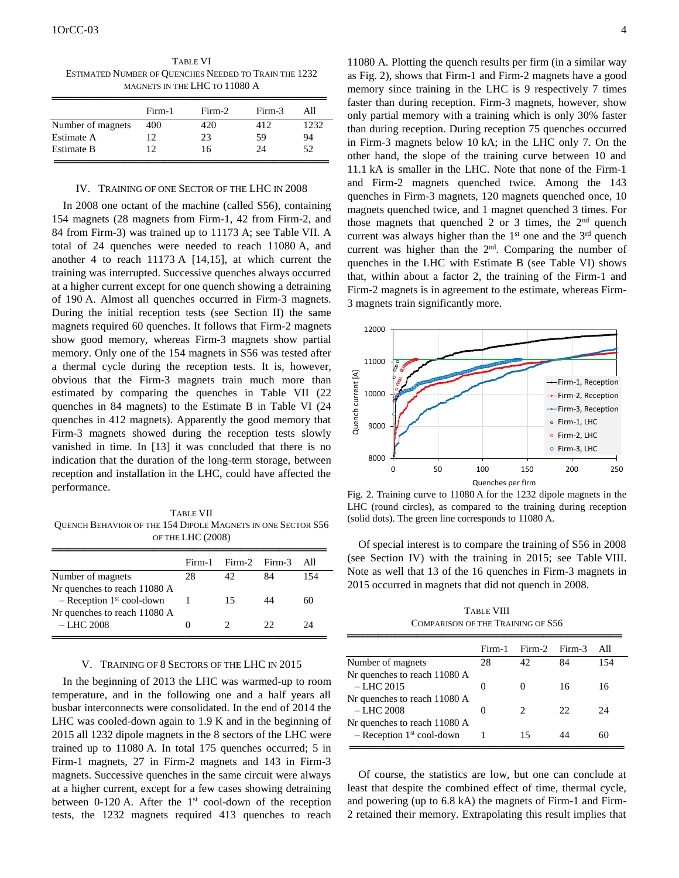TABLE VI
ESTIMATED NUMBER OF QUENCHES NEEDED TO TRAIN THE 1232 MAGNETS IN THE LHC TO 11080 A

| | Firm-1 | Firm-2 | Firm-3 | All |
|---|---|---|---|---|
| Number of magnets | 400 | 420 | 412 | 1232 |
| Estimate A | 12 | 23 | 59 | 94 |
| Estimate B | 12 | 16 | 24 | 52 |

## IV. TRAINING OF ONE SECTOR OF THE LHC IN 2008

In 2008 one octant of the machine (called S56), containing 154 magnets (28 magnets from Firm-1, 42 from Firm-2, and 84 from Firm-3) was trained up to 11173 A; see Table VII. A total of 24 quenches were needed to reach 11080 A, and another 4 to reach 11173 A [14,15], at which current the training was interrupted. Successive quenches always occurred at a higher current except for one quench showing a detraining of 190 A. Almost all quenches occurred in Firm-3 magnets. During the initial reception tests (see Section II) the same magnets required 60 quenches. It follows that Firm-2 magnets show good memory, whereas Firm-3 magnets show partial memory. Only one of the 154 magnets in S56 was tested after a thermal cycle during the reception tests. It is, however, obvious that the Firm-3 magnets train much more than estimated by comparing the quenches in Table VII (22 quenches in 84 magnets) to the Estimate B in Table VI (24 quenches in 412 magnets). Apparently the good memory that Firm-3 magnets showed during the reception tests slowly vanished in time. In [13] it was concluded that there is no indication that the duration of the long-term storage, between reception and installation in the LHC, could have affected the performance.

TABLE VII
QUENCH BEHAVIOR OF THE 154 DIPOLE MAGNETS IN ONE SECTOR S56 OF THE LHC (2008)

| | Firm-1 | Firm-2 | Firm-3 | All |
|---|---|---|---|---|
| Number of magnets | 28 | 42 | 84 | 154 |
| Nr quenches to reach 11080 A – Reception 1st cool-down | 1 | 15 | 44 | 60 |
| Nr quenches to reach 11080 A – LHC 2008 | 0 | 2 | 22 | 24 |

## V. TRAINING OF 8 SECTORS OF THE LHC IN 2015

In the beginning of 2013 the LHC was warmed-up to room temperature, and in the following one and a half years all busbar interconnects were consolidated. In the end of 2014 the LHC was cooled-down again to 1.9 K and in the beginning of 2015 all 1232 dipole magnets in the 8 sectors of the LHC were trained up to 11080 A. In total 175 quenches occurred; 5 in Firm-1 magnets, 27 in Firm-2 magnets and 143 in Firm-3 magnets. Successive quenches in the same circuit were always at a higher current, except for a few cases showing detraining between 0-120 A. After the 1st cool-down of the reception tests, the 1232 magnets required 413 quenches to reach 11080 A. Plotting the quench results per firm (in a similar way as Fig. 2), shows that Firm-1 and Firm-2 magnets have a good memory since training in the LHC is 9 respectively 7 times faster than during reception. Firm-3 magnets, however, show only partial memory with a training which is only 30% faster than during reception. During reception 75 quenches occurred in Firm-3 magnets below 10 kA; in the LHC only 7. On the other hand, the slope of the training curve between 10 and 11.1 kA is smaller in the LHC. Note that none of the Firm-1 and Firm-2 magnets quenched twice. Among the 143 quenches in Firm-3 magnets, 120 magnets quenched once, 10 magnets quenched twice, and 1 magnet quenched 3 times. For those magnets that quenched 2 or 3 times, the 2nd quench current was always higher than the 1st one and the 3rd quench current was higher than the 2nd. Comparing the number of quenches in the LHC with Estimate B (see Table VI) shows that, within about a factor 2, the training of the Firm-1 and Firm-2 magnets is in agreement to the estimate, whereas Firm-3 magnets train significantly more.

Fig. 2. Training curve to 11080 A for the 1232 dipole magnets in the LHC (round circles), as compared to the training during reception (solid dots). The green line corresponds to 11080 A.

Of special interest is to compare the training of S56 in 2008 (see Section IV) with the training in 2015; see Table VIII. Note as well that 13 of the 16 quenches in Firm-3 magnets in 2015 occurred in magnets that did not quench in 2008.

TABLE VIII
COMPARISON OF THE TRAINING OF S56

| | Firm-1 | Firm-2 | Firm-3 | All |
|---|---|---|---|---|
| Number of magnets | 28 | 42 | 84 | 154 |
| Nr quenches to reach 11080 A – LHC 2015 | 0 | 0 | 16 | 16 |
| Nr quenches to reach 11080 A – LHC 2008 | 0 | 2 | 22 | 24 |
| Nr quenches to reach 11080 A – Reception 1st cool-down | 1 | 15 | 44 | 60 |

Of course, the statistics are low, but one can conclude at least that despite the combined effect of time, thermal cycle, and powering (up to 6.8 kA) the magnets of Firm-1 and Firm-2 retained their memory. Extrapolating this result implies that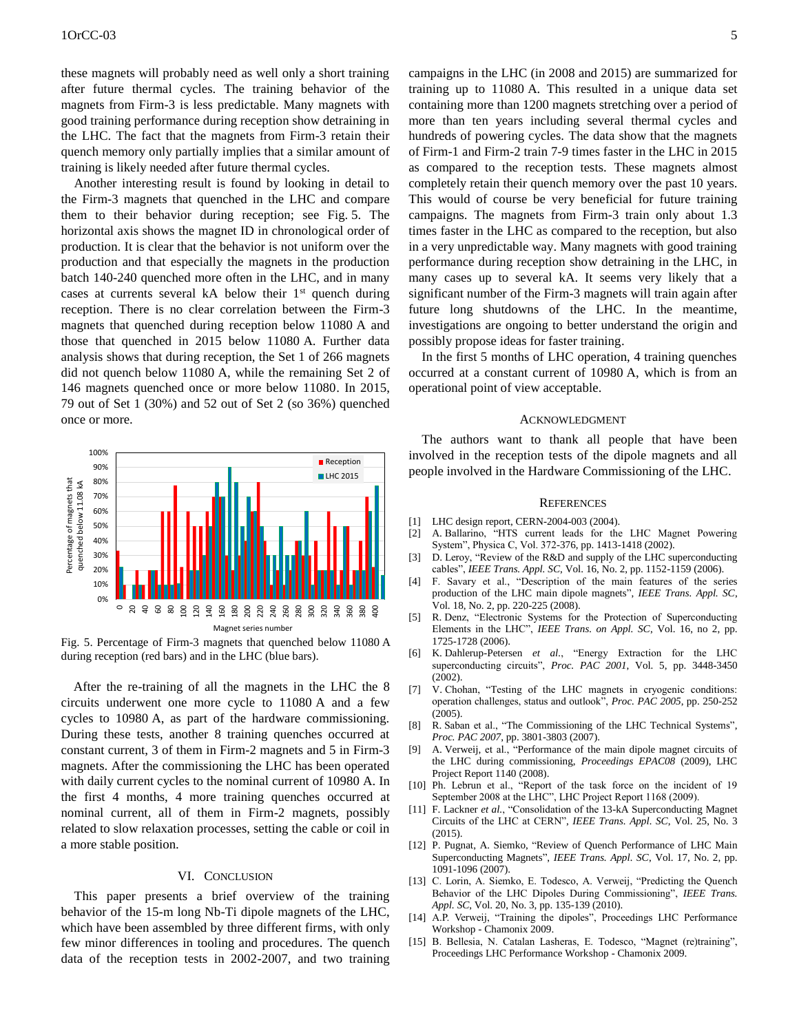these magnets will probably need as well only a short training after future thermal cycles. The training behavior of the magnets from Firm-3 is less predictable. Many magnets with good training performance during reception show detraining in the LHC. The fact that the magnets from Firm-3 retain their quench memory only partially implies that a similar amount of training is likely needed after future thermal cycles.

Another interesting result is found by looking in detail to the Firm-3 magnets that quenched in the LHC and compare them to their behavior during reception; see Fig. 5. The horizontal axis shows the magnet ID in chronological order of production. It is clear that the behavior is not uniform over the production and that especially the magnets in the production batch 140-240 quenched more often in the LHC, and in many cases at currents several kA below their 1st quench during reception. There is no clear correlation between the Firm-3 magnets that quenched during reception below 11080 A and those that quenched in 2015 below 11080 A. Further data analysis shows that during reception, the Set 1 of 266 magnets did not quench below 11080 A, while the remaining Set 2 of 146 magnets quenched once or more below 11080. In 2015, 79 out of Set 1 (30%) and 52 out of Set 2 (so 36%) quenched once or more.

Percentage of magnets that quenched below 11.08 kA

100%
90%
80%
70%
60%
50%
40%
30%
20%
10%
0%

0 20 40 60 80 100 120 140 160 180 200 220 240 260 280 300 320 340 360 380 400

Magnet series number

Reception
LHC 2015

Fig. 5. Percentage of Firm-3 magnets that quenched below 11080 A during reception (red bars) and in the LHC (blue bars).

After the re-training of all the magnets in the LHC the 8 circuits underwent one more cycle to 11080 A and a few cycles to 10980 A, as part of the hardware commissioning. During these tests, another 8 training quenches occurred at constant current, 3 of them in Firm-2 magnets and 5 in Firm-3 magnets. After the commissioning the LHC has been operated with daily current cycles to the nominal current of 10980 A. In the first 4 months, 4 more training quenches occurred at nominal current, all of them in Firm-2 magnets, possibly related to slow relaxation processes, setting the cable or coil in a more stable position.

## VI. Conclusion

This paper presents a brief overview of the training behavior of the 15-m long Nb-Ti dipole magnets of the LHC, which have been assembled by three different firms, with only few minor differences in tooling and procedures. The quench data of the reception tests in 2002-2007, and two training campaigns in the LHC (in 2008 and 2015) are summarized for training up to 11080 A. This resulted in a unique data set containing more than 1200 magnets stretching over a period of more than ten years including several thermal cycles and hundreds of powering cycles. The data show that the magnets of Firm-1 and Firm-2 train 7-9 times faster in the LHC in 2015 as compared to the reception tests. These magnets almost completely retain their quench memory over the past 10 years. This would of course be very beneficial for future training campaigns. The magnets from Firm-3 train only about 1.3 times faster in the LHC as compared to the reception, but also in a very unpredictable way. Many magnets with good training performance during reception show detraining in the LHC, in many cases up to several kA. It seems very likely that a significant number of the Firm-3 magnets will train again after future long shutdowns of the LHC. In the meantime, investigations are ongoing to better understand the origin and possibly propose ideas for faster training.

In the first 5 months of LHC operation, 4 training quenches occurred at a constant current of 10980 A, which is from an operational point of view acceptable.

## Acknowledgment

The authors want to thank all people that have been involved in the reception tests of the dipole magnets and all people involved in the Hardware Commissioning of the LHC.

## References

[1] LHC design report, CERN-2004-003 (2004).

[2] A. Ballarino, "HTS current leads for the LHC Magnet Powering System", Physica C, Vol. 372-376, pp. 1413-1418 (2002).

[3] D. Leroy, "Review of the R&D and supply of the LHC superconducting cables", *IEEE Trans. Appl. SC*, Vol. 16, No. 2, pp. 1152-1159 (2006).

[4] F. Savary et al., "Description of the main features of the series production of the LHC main dipole magnets", *IEEE Trans. Appl. SC*, Vol. 18, No. 2, pp. 220-225 (2008).

[5] R. Denz, "Electronic Systems for the Protection of Superconducting Elements in the LHC", *IEEE Trans. on Appl. SC*, Vol. 16, no 2, pp. 1725-1728 (2006).

[6] K. Dahlerup-Petersen *et al.*, "Energy Extraction for the LHC superconducting circuits", *Proc. PAC 2001*, Vol. 5, pp. 3448-3450 (2002).

[7] V. Chohan, "Testing of the LHC magnets in cryogenic conditions: operation challenges, status and outlook", *Proc. PAC 2005*, pp. 250-252 (2005).

[8] R. Saban et al., "The Commissioning of the LHC Technical Systems", *Proc. PAC 2007*, pp. 3801-3803 (2007).

[9] A. Verweij, et al., "Performance of the main dipole magnet circuits of the LHC during commissioning, *Proceedings EPAC08* (2009), LHC Project Report 1140 (2008).

[10] Ph. Lebrun et al., "Report of the task force on the incident of 19 September 2008 at the LHC", LHC Project Report 1168 (2009).

[11] F. Lackner *et al.*, "Consolidation of the 13-kA Superconducting Magnet Circuits of the LHC at CERN", *IEEE Trans. Appl. SC*, Vol. 25, No. 3 (2015).

[12] P. Pugnat, A. Siemko, "Review of Quench Performance of LHC Main Superconducting Magnets", *IEEE Trans. Appl. SC*, Vol. 17, No. 2, pp. 1091-1096 (2007).

[13] C. Lorin, A. Siemko, E. Todesco, A. Verweij, "Predicting the Quench Behavior of the LHC Dipoles During Commissioning", *IEEE Trans. Appl. SC*, Vol. 20, No. 3, pp. 135-139 (2010).

[14] A.P. Verweij, "Training the dipoles", Proceedings LHC Performance Workshop - Chamonix 2009.

[15] B. Bellesia, N. Catalan Lasheras, E. Todesco, "Magnet (re)training", Proceedings LHC Performance Workshop - Chamonix 2009.